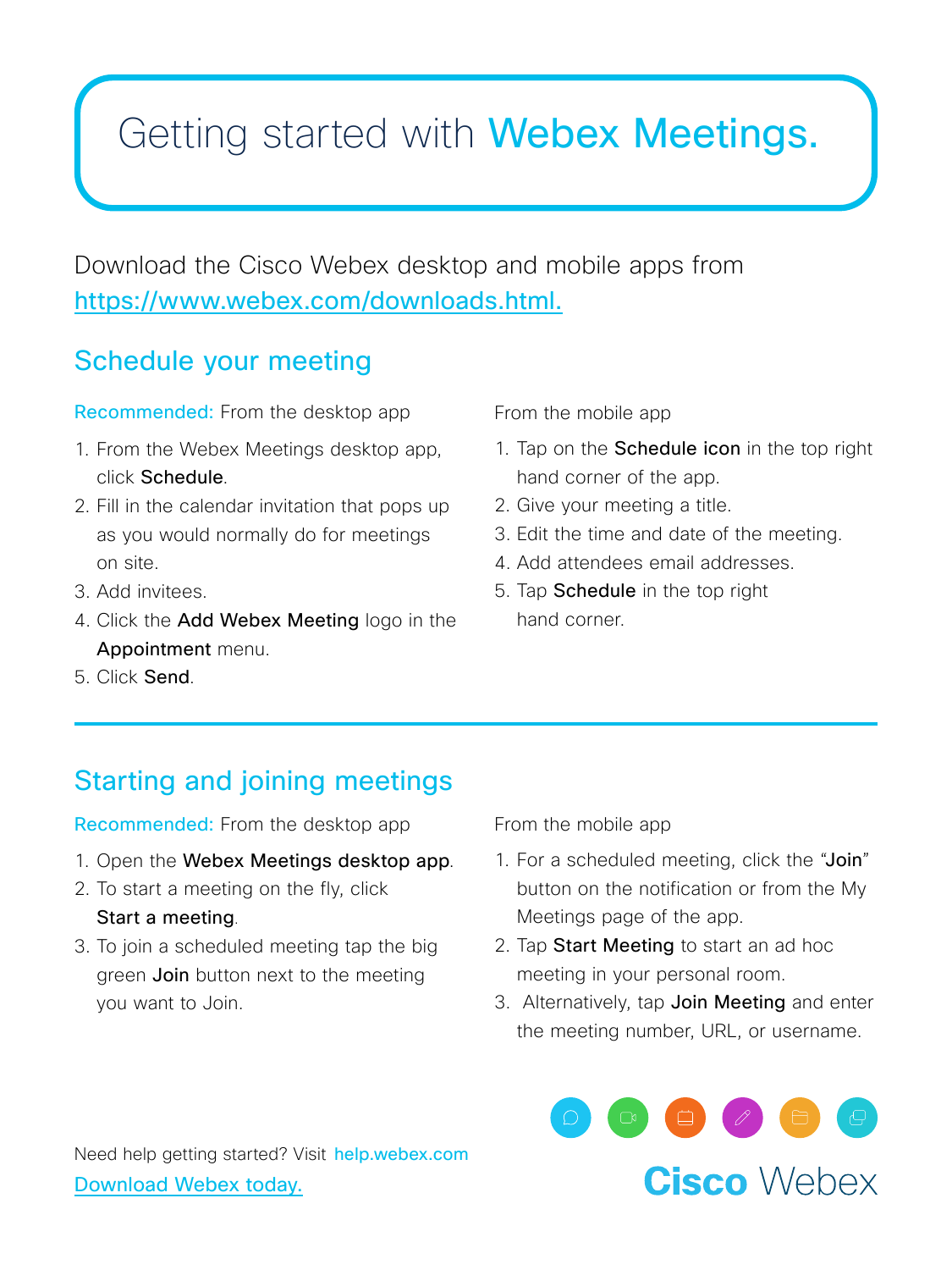# Getting started with Webex Meetings.

Download the Cisco Webex desktop and mobile apps from https://www.webex.com/downloads.html.

## Schedule your meeting

**Recommended:** From the desktop app

1. From the Webex Meetings desktop app, click **Schedule**.
2. Fill in the calendar invitation that pops up as you would normally do for meetings on site.
3. Add invitees.
4. Click the **Add Webex Meeting** logo in the **Appointment** menu.
5. Click **Send**.

From the mobile app

1. Tap on the **Schedule icon** in the top right hand corner of the app.
2. Give your meeting a title.
3. Edit the time and date of the meeting.
4. Add attendees email addresses.
5. Tap **Schedule** in the top right hand corner.

## Starting and joining meetings

**Recommended:** From the desktop app

1. Open the **Webex Meetings desktop app**.
2. To start a meeting on the fly, click **Start a meeting**.
3. To join a scheduled meeting tap the big green **Join** button next to the meeting you want to Join.

From the mobile app

1. For a scheduled meeting, click the "**Join**" button on the notification or from the My Meetings page of the app.
2. Tap **Start Meeting** to start an ad hoc meeting in your personal room.
3. Alternatively, tap **Join Meeting** and enter the meeting number, URL, or username.

Need help getting started? Visit help.webex.com

Download Webex today.

Cisco Webex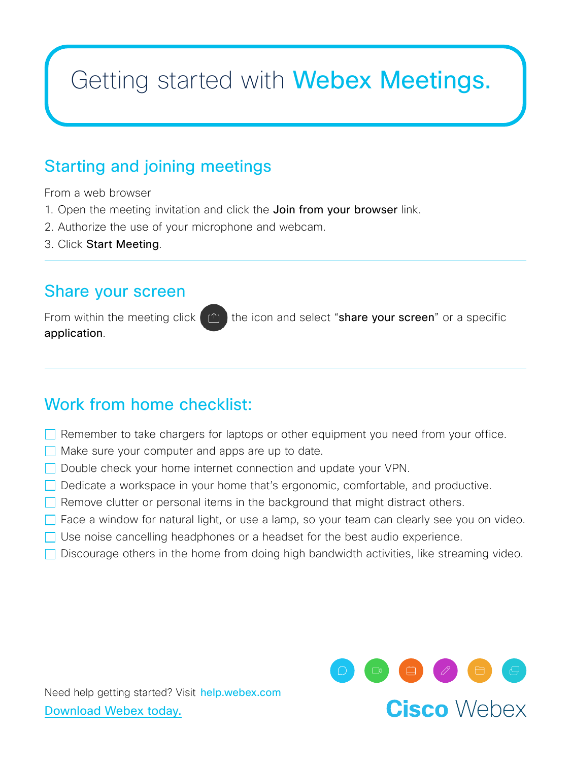# Getting started with Webex Meetings.

## Starting and joining meetings

From a web browser

1. Open the meeting invitation and click the **Join from your browser** link.
2. Authorize the use of your microphone and webcam.
3. Click **Start Meeting**.

## Share your screen

From within the meeting click the icon and select “**share your screen**” or a specific **application**.

## Work from home checklist:

- [ ] Remember to take chargers for laptops or other equipment you need from your office.
- [ ] Make sure your computer and apps are up to date.
- [ ] Double check your home internet connection and update your VPN.
- [ ] Dedicate a workspace in your home that’s ergonomic, comfortable, and productive.
- [ ] Remove clutter or personal items in the background that might distract others.
- [ ] Face a window for natural light, or use a lamp, so your team can clearly see you on video.
- [ ] Use noise cancelling headphones or a headset for the best audio experience.
- [ ] Discourage others in the home from doing high bandwidth activities, like streaming video.

Need help getting started? Visit help.webex.com

Download Webex today.

Cisco Webex